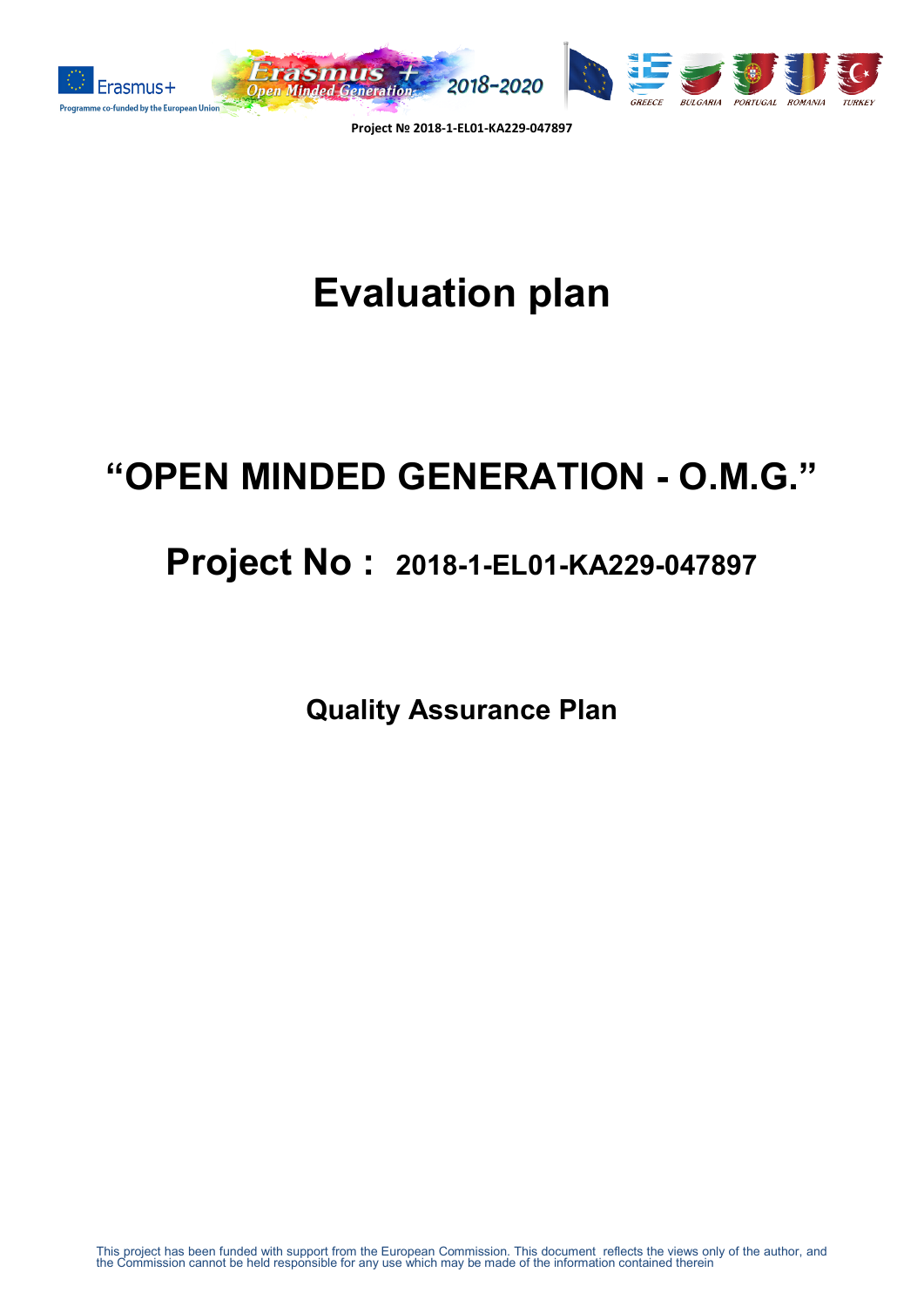Project № 2018-1-EL01-KA229-047897

# Evaluation plan

# "OPEN MINDED GENERATION - O.M.G."

## Project No : 2018-1-EL01-KA229-047897

### Quality Assurance Plan

This project has been funded with support from the European Commission. This document reflects the views only of the author, and the Commission cannot be held responsible for any use which may be made of the information contained therein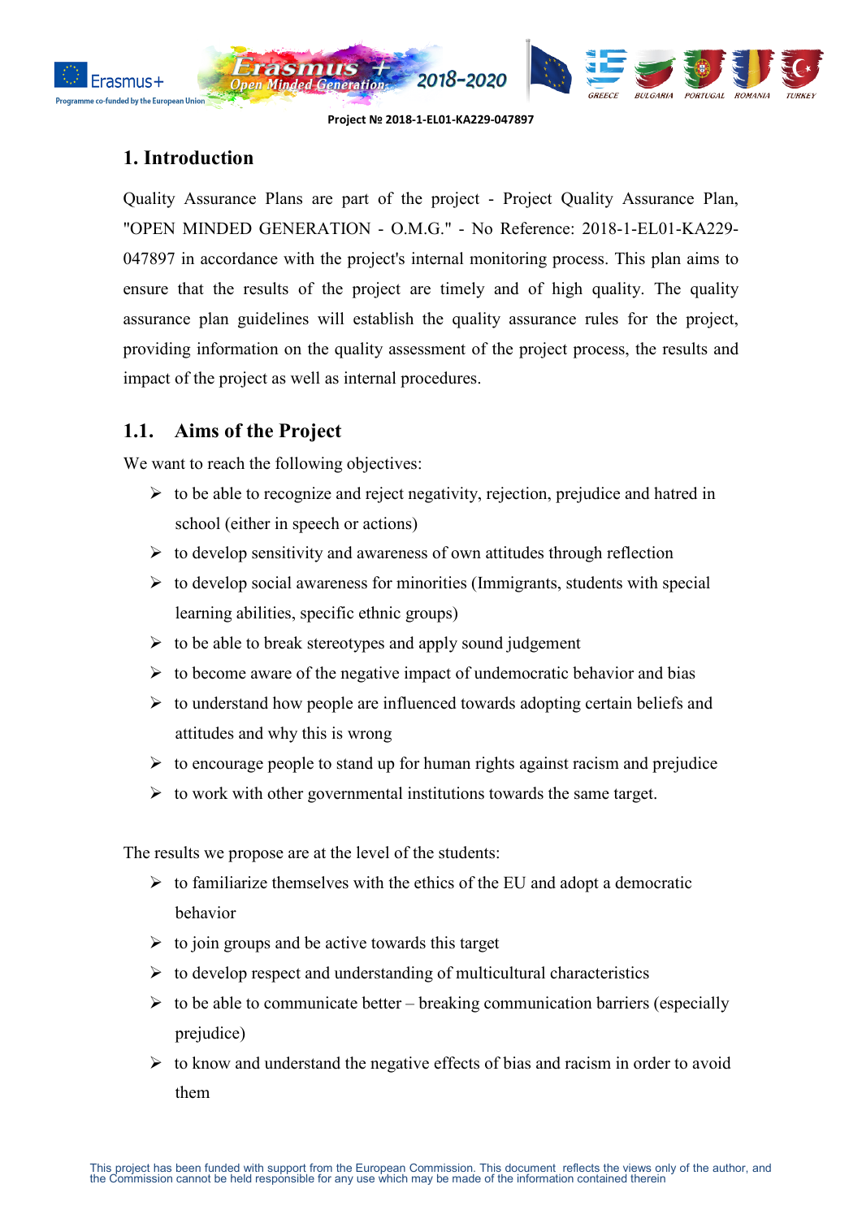## 1. Introduction

Quality Assurance Plans are part of the project - Project Quality Assurance Plan, "OPEN MINDED GENERATION - O.M.G." - No Reference: 2018-1-EL01-KA229-047897 in accordance with the project's internal monitoring process. This plan aims to ensure that the results of the project are timely and of high quality. The quality assurance plan guidelines will establish the quality assurance rules for the project, providing information on the quality assessment of the project process, the results and impact of the project as well as internal procedures.

### 1.1. Aims of the Project

We want to reach the following objectives:

- to be able to recognize and reject negativity, rejection, prejudice and hatred in school (either in speech or actions)
- to develop sensitivity and awareness of own attitudes through reflection
- to develop social awareness for minorities (Immigrants, students with special learning abilities, specific ethnic groups)
- to be able to break stereotypes and apply sound judgement
- to become aware of the negative impact of undemocratic behavior and bias
- to understand how people are influenced towards adopting certain beliefs and attitudes and why this is wrong
- to encourage people to stand up for human rights against racism and prejudice
- to work with other governmental institutions towards the same target.

The results we propose are at the level of the students:

- to familiarize themselves with the ethics of the EU and adopt a democratic behavior
- to join groups and be active towards this target
- to develop respect and understanding of multicultural characteristics
- to be able to communicate better – breaking communication barriers (especially prejudice)
- to know and understand the negative effects of bias and racism in order to avoid them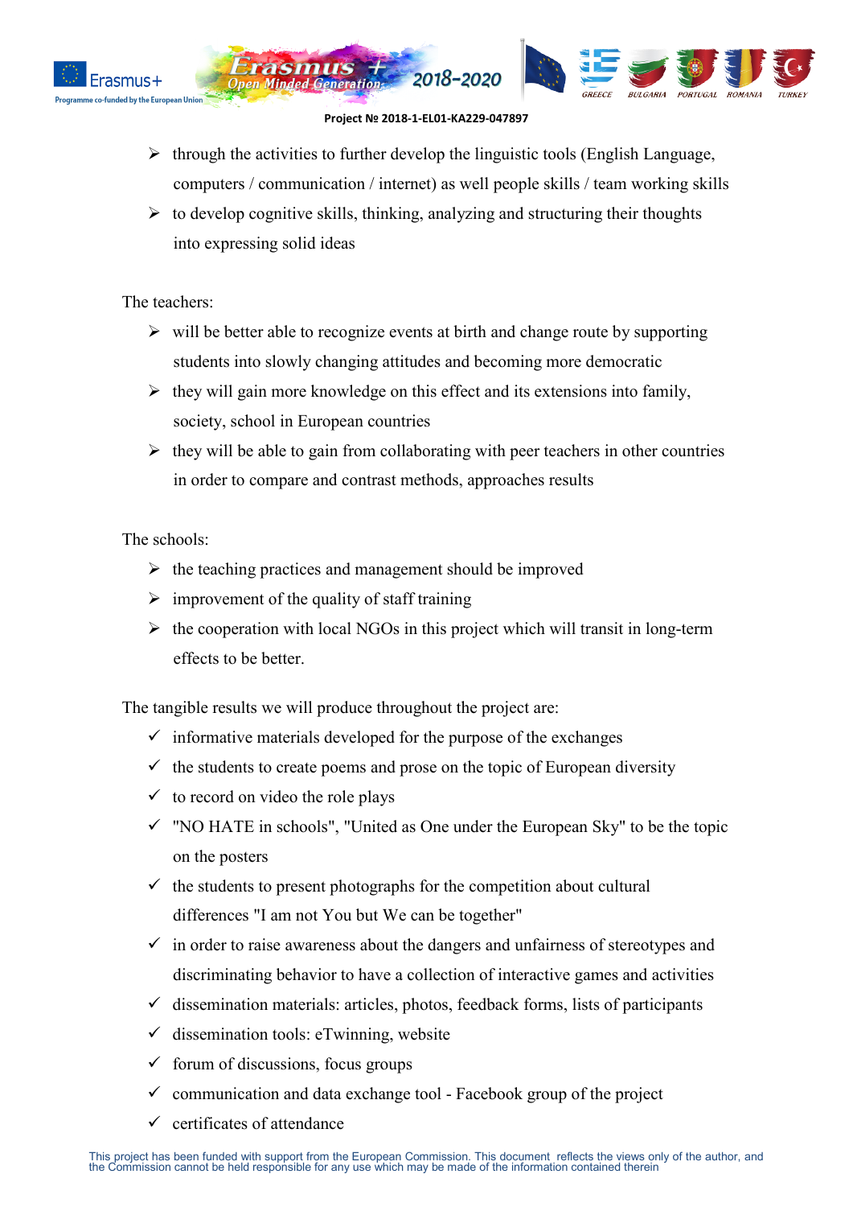- through the activities to further develop the linguistic tools (English Language, computers / communication / internet) as well people skills / team working skills
- to develop cognitive skills, thinking, analyzing and structuring their thoughts into expressing solid ideas

The teachers:

- will be better able to recognize events at birth and change route by supporting students into slowly changing attitudes and becoming more democratic
- they will gain more knowledge on this effect and its extensions into family, society, school in European countries
- they will be able to gain from collaborating with peer teachers in other countries in order to compare and contrast methods, approaches results

The schools:

- the teaching practices and management should be improved
- improvement of the quality of staff training
- the cooperation with local NGOs in this project which will transit in long-term effects to be better.

The tangible results we will produce throughout the project are:

- ✓ informative materials developed for the purpose of the exchanges
- ✓ the students to create poems and prose on the topic of European diversity
- ✓ to record on video the role plays
- ✓ "NO HATE in schools", "United as One under the European Sky" to be the topic on the posters
- ✓ the students to present photographs for the competition about cultural differences "I am not You but We can be together"
- ✓ in order to raise awareness about the dangers and unfairness of stereotypes and discriminating behavior to have a collection of interactive games and activities
- ✓ dissemination materials: articles, photos, feedback forms, lists of participants
- ✓ dissemination tools: eTwinning, website
- ✓ forum of discussions, focus groups
- ✓ communication and data exchange tool - Facebook group of the project
- ✓ certificates of attendance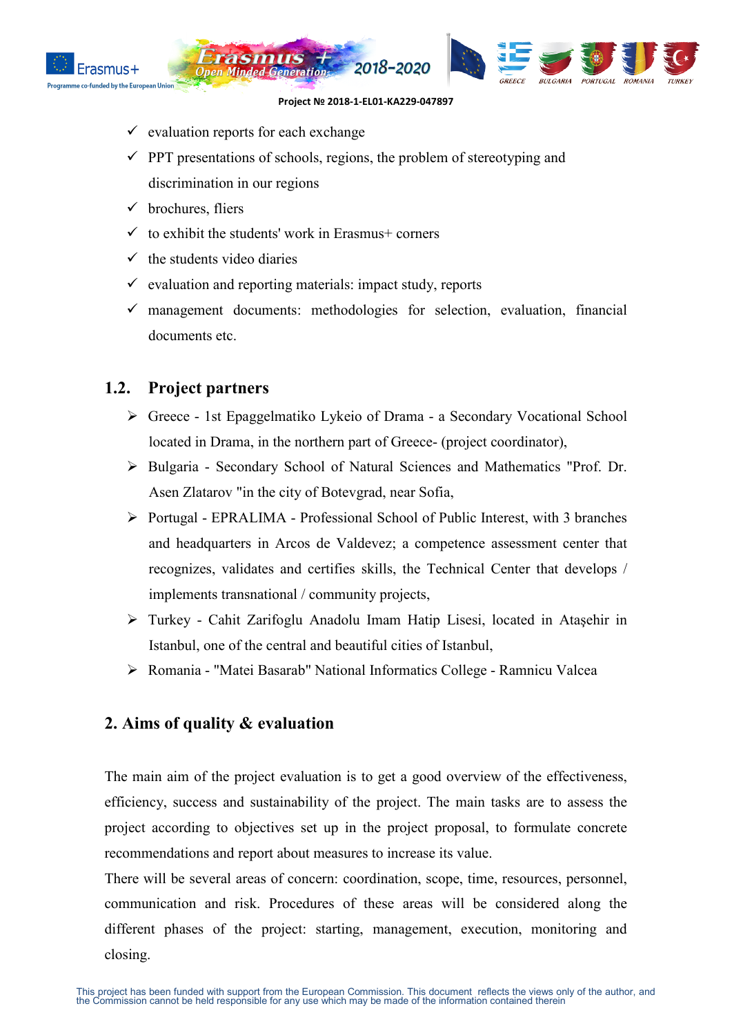- evaluation reports for each exchange
- PPT presentations of schools, regions, the problem of stereotyping and discrimination in our regions
- brochures, fliers
- to exhibit the students' work in Erasmus+ corners
- the students video diaries
- evaluation and reporting materials: impact study, reports
- management documents: methodologies for selection, evaluation, financial documents etc.

### 1.2. Project partners

- Greece - 1st Epaggelmatiko Lykeio of Drama - a Secondary Vocational School located in Drama, in the northern part of Greece- (project coordinator),
- Bulgaria - Secondary School of Natural Sciences and Mathematics "Prof. Dr. Asen Zlatarov "in the city of Botevgrad, near Sofia,
- Portugal - EPRALIMA - Professional School of Public Interest, with 3 branches and headquarters in Arcos de Valdevez; a competence assessment center that recognizes, validates and certifies skills, the Technical Center that develops / implements transnational / community projects,
- Turkey - Cahit Zarifoglu Anadolu Imam Hatip Lisesi, located in Ataşehir in Istanbul, one of the central and beautiful cities of Istanbul,
- Romania - "Matei Basarab" National Informatics College - Ramnicu Valcea

## 2. Aims of quality & evaluation

The main aim of the project evaluation is to get a good overview of the effectiveness, efficiency, success and sustainability of the project. The main tasks are to assess the project according to objectives set up in the project proposal, to formulate concrete recommendations and report about measures to increase its value.

There will be several areas of concern: coordination, scope, time, resources, personnel, communication and risk. Procedures of these areas will be considered along the different phases of the project: starting, management, execution, monitoring and closing.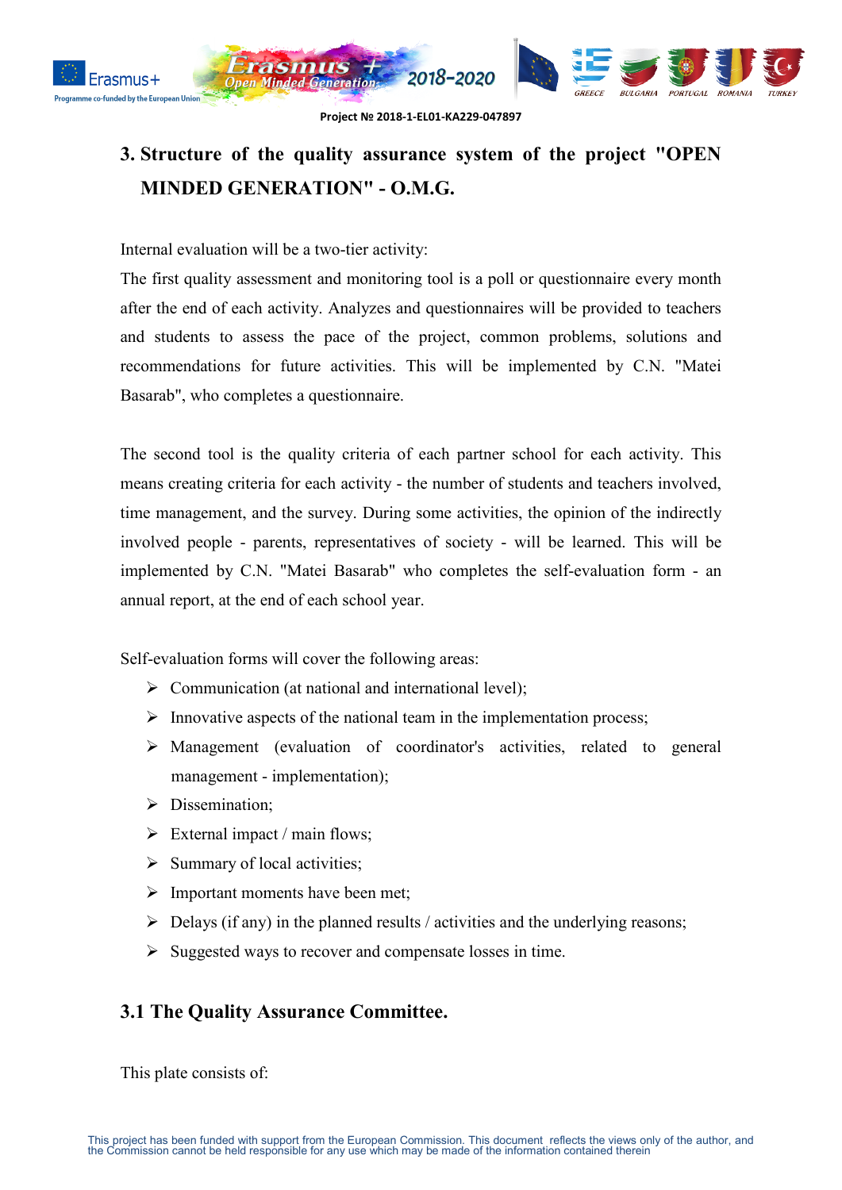## 3. Structure of the quality assurance system of the project "OPEN MINDED GENERATION" - O.M.G.

Internal evaluation will be a two-tier activity:

The first quality assessment and monitoring tool is a poll or questionnaire every month after the end of each activity. Analyzes and questionnaires will be provided to teachers and students to assess the pace of the project, common problems, solutions and recommendations for future activities. This will be implemented by C.N. "Matei Basarab", who completes a questionnaire.

The second tool is the quality criteria of each partner school for each activity. This means creating criteria for each activity - the number of students and teachers involved, time management, and the survey. During some activities, the opinion of the indirectly involved people - parents, representatives of society - will be learned. This will be implemented by C.N. "Matei Basarab" who completes the self-evaluation form - an annual report, at the end of each school year.

Self-evaluation forms will cover the following areas:

- Communication (at national and international level);
- Innovative aspects of the national team in the implementation process;
- Management (evaluation of coordinator's activities, related to general management - implementation);
- Dissemination;
- External impact / main flows;
- Summary of local activities;
- Important moments have been met;
- Delays (if any) in the planned results / activities and the underlying reasons;
- Suggested ways to recover and compensate losses in time.

### 3.1 The Quality Assurance Committee.

This plate consists of: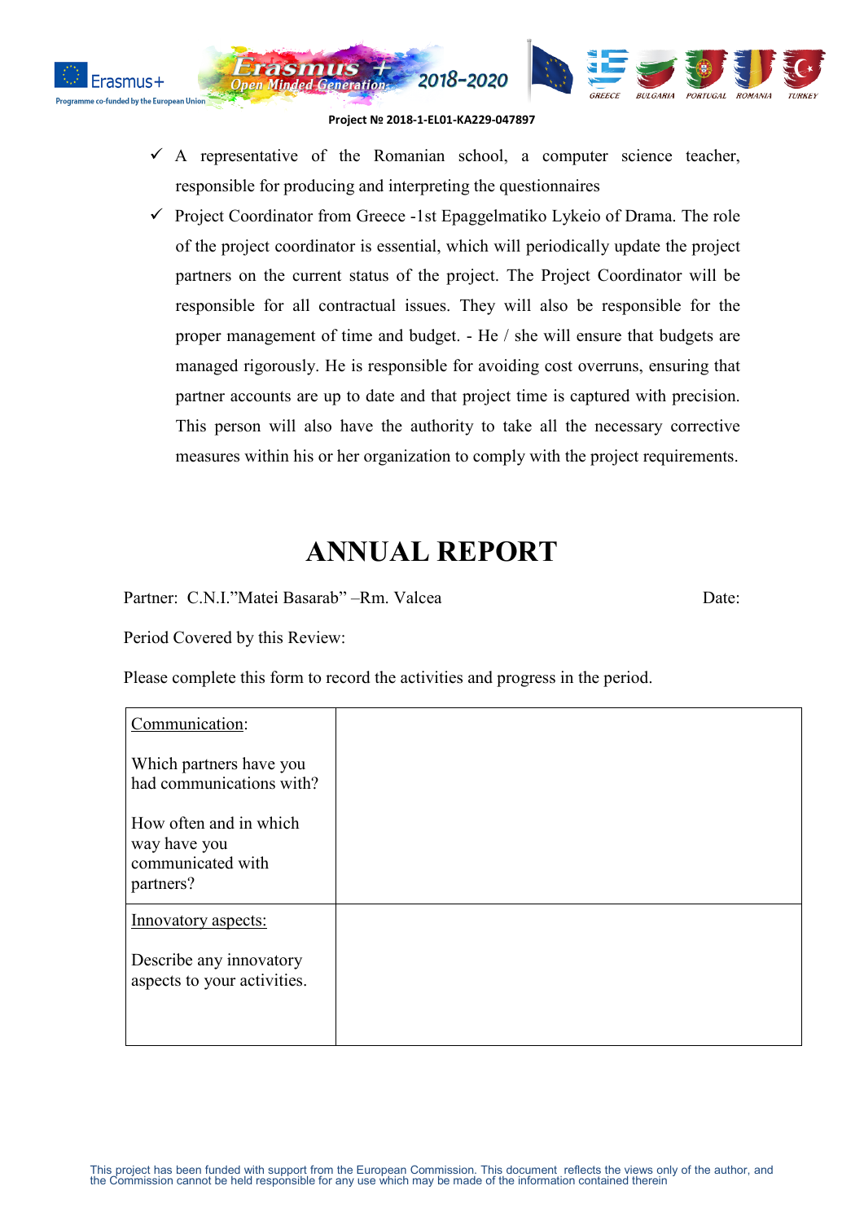- ✓ A representative of the Romanian school, a computer science teacher, responsible for producing and interpreting the questionnaires
- ✓ Project Coordinator from Greece -1st Epaggelmatiko Lykeio of Drama. The role of the project coordinator is essential, which will periodically update the project partners on the current status of the project. The Project Coordinator will be responsible for all contractual issues. They will also be responsible for the proper management of time and budget. - He / she will ensure that budgets are managed rigorously. He is responsible for avoiding cost overruns, ensuring that partner accounts are up to date and that project time is captured with precision. This person will also have the authority to take all the necessary corrective measures within his or her organization to comply with the project requirements.

# ANNUAL REPORT

Partner: C.N.I."Matei Basarab" –Rm. Valcea Date:

Period Covered by this Review:

Please complete this form to record the activities and progress in the period.

| | |
|---|---|
| Communication:<br><br>Which partners have you had communications with?<br><br>How often and in which way have you communicated with partners? | |
| Innovatory aspects:<br><br>Describe any innovatory aspects to your activities. | |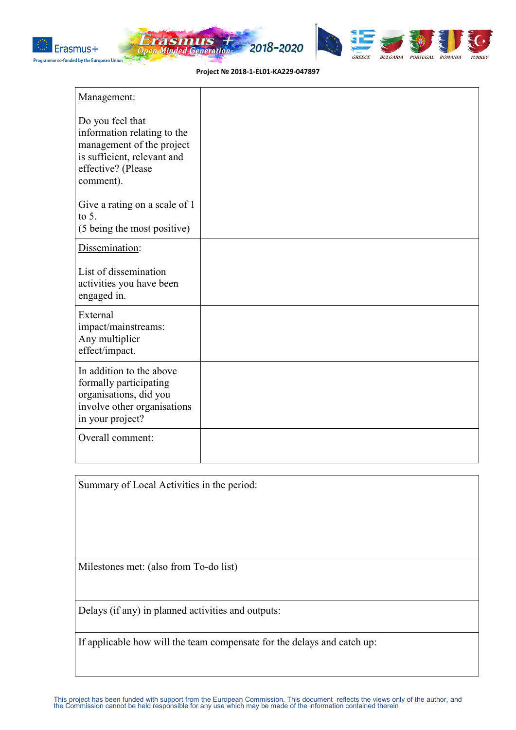**Project № 2018-1-EL01-KA229-047897**

| | |
|---|---|
| Management:<br><br>Do you feel that information relating to the management of the project is sufficient, relevant and effective? (Please comment).<br><br>Give a rating on a scale of 1 to 5.<br>(5 being the most positive) | |
| Dissemination:<br><br>List of dissemination activities you have been engaged in. | |
| External impact/mainstreams: Any multiplier effect/impact. | |
| In addition to the above formally participating organisations, did you involve other organisations in your project? | |
| Overall comment: | |

| |
|---|
| Summary of Local Activities in the period: |
| Milestones met: (also from To-do list) |
| Delays (if any) in planned activities and outputs: |
| If applicable how will the team compensate for the delays and catch up: |

This project has been funded with support from the European Commission. This document reflects the views only of the author, and the Commission cannot be held responsible for any use which may be made of the information contained therein